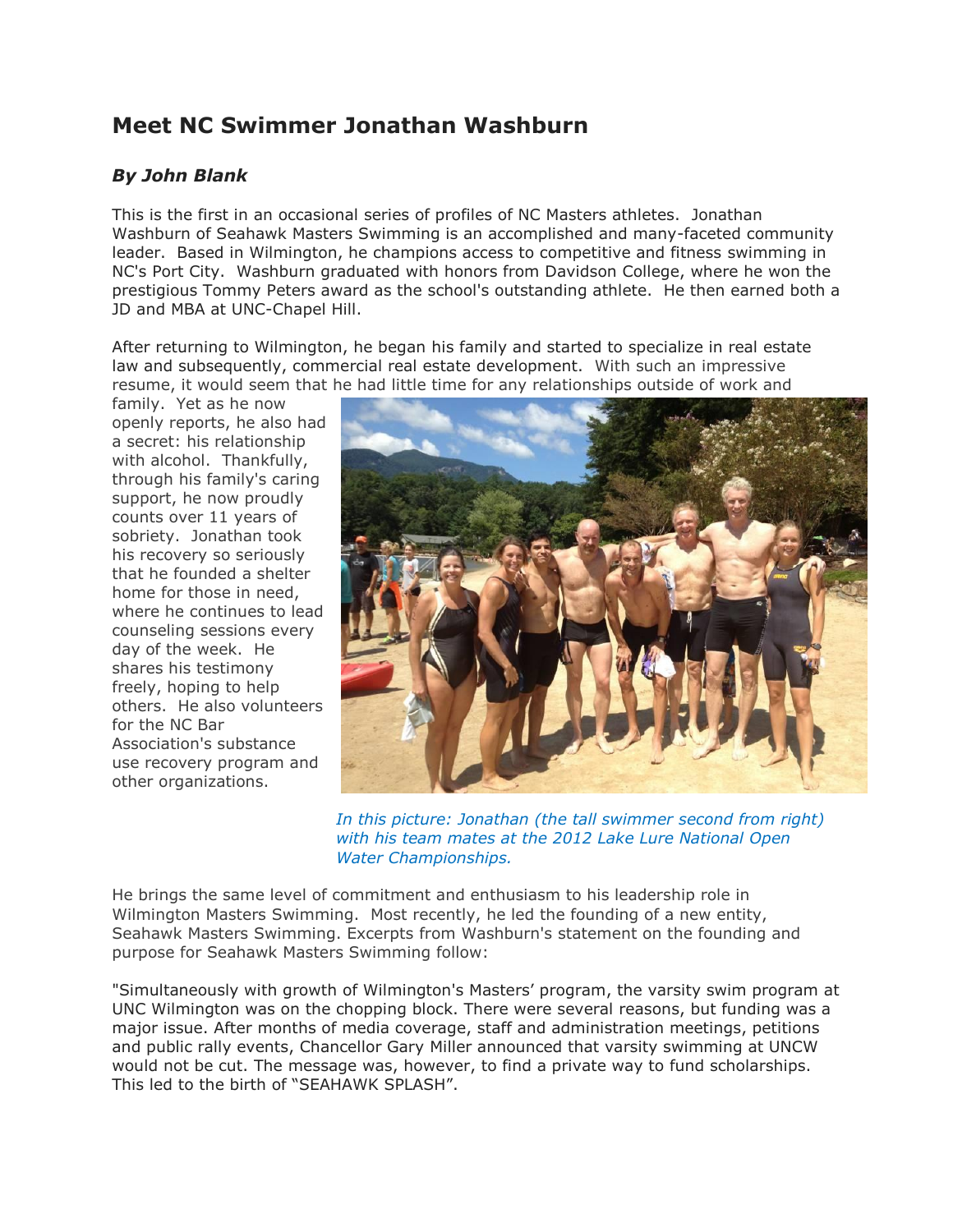# Meet NC Swimmer Jonathan Washburn

### *By John Blank*

This is the first in an occasional series of profiles of NC Masters athletes. Jonathan Washburn of Seahawk Masters Swimming is an accomplished and many-faceted community leader. Based in Wilmington, he champions access to competitive and fitness swimming in NC's Port City. Washburn graduated with honors from Davidson College, where he won the prestigious Tommy Peters award as the school's outstanding athlete. He then earned both a JD and MBA at UNC-Chapel Hill.

After returning to Wilmington, he began his family and started to specialize in real estate law and subsequently, commercial real estate development. With such an impressive resume, it would seem that he had little time for any relationships outside of work and family. Yet as he now openly reports, he also had a secret: his relationship with alcohol. Thankfully, through his family's caring support, he now proudly counts over 11 years of sobriety. Jonathan took his recovery so seriously that he founded a shelter home for those in need, where he continues to lead counseling sessions every day of the week. He shares his testimony freely, hoping to help others. He also volunteers for the NC Bar Association's substance use recovery program and other organizations.

*In this picture: Jonathan (the tall swimmer second from right) with his team mates at the 2012 Lake Lure National Open Water Championships.*

He brings the same level of commitment and enthusiasm to his leadership role in Wilmington Masters Swimming. Most recently, he led the founding of a new entity, Seahawk Masters Swimming. Excerpts from Washburn's statement on the founding and purpose for Seahawk Masters Swimming follow:

"Simultaneously with growth of Wilmington's Masters' program, the varsity swim program at UNC Wilmington was on the chopping block. There were several reasons, but funding was a major issue. After months of media coverage, staff and administration meetings, petitions and public rally events, Chancellor Gary Miller announced that varsity swimming at UNCW would not be cut. The message was, however, to find a private way to fund scholarships. This led to the birth of "SEAHAWK SPLASH".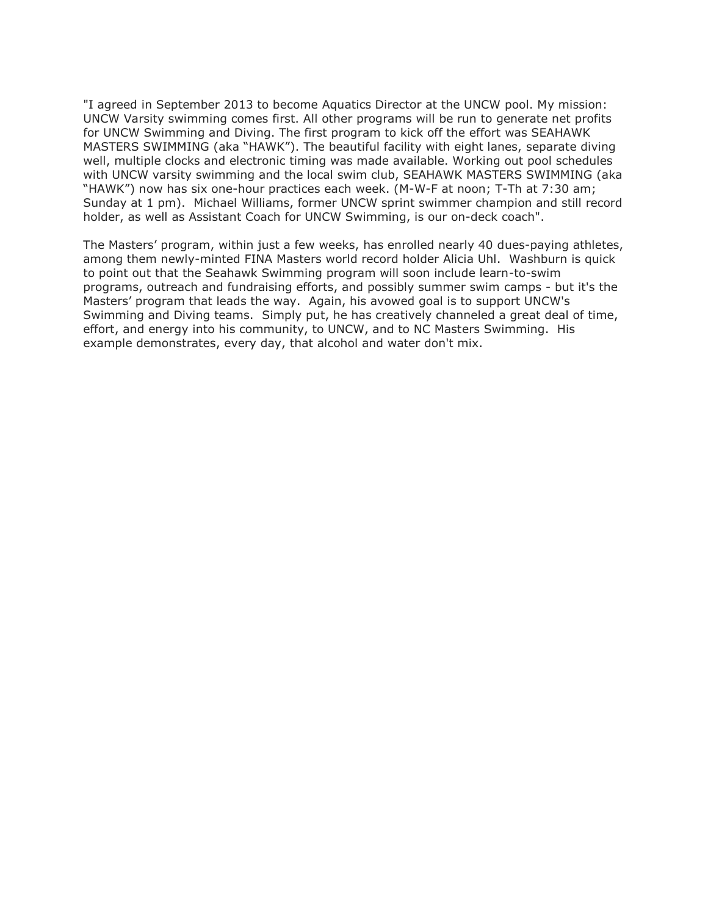"I agreed in September 2013 to become Aquatics Director at the UNCW pool. My mission: UNCW Varsity swimming comes first. All other programs will be run to generate net profits for UNCW Swimming and Diving. The first program to kick off the effort was SEAHAWK MASTERS SWIMMING (aka "HAWK"). The beautiful facility with eight lanes, separate diving well, multiple clocks and electronic timing was made available. Working out pool schedules with UNCW varsity swimming and the local swim club, SEAHAWK MASTERS SWIMMING (aka "HAWK") now has six one-hour practices each week. (M-W-F at noon; T-Th at 7:30 am; Sunday at 1 pm). Michael Williams, former UNCW sprint swimmer champion and still record holder, as well as Assistant Coach for UNCW Swimming, is our on-deck coach".

The Masters' program, within just a few weeks, has enrolled nearly 40 dues-paying athletes, among them newly-minted FINA Masters world record holder Alicia Uhl. Washburn is quick to point out that the Seahawk Swimming program will soon include learn-to-swim programs, outreach and fundraising efforts, and possibly summer swim camps - but it's the Masters' program that leads the way. Again, his avowed goal is to support UNCW's Swimming and Diving teams. Simply put, he has creatively channeled a great deal of time, effort, and energy into his community, to UNCW, and to NC Masters Swimming. His example demonstrates, every day, that alcohol and water don't mix.